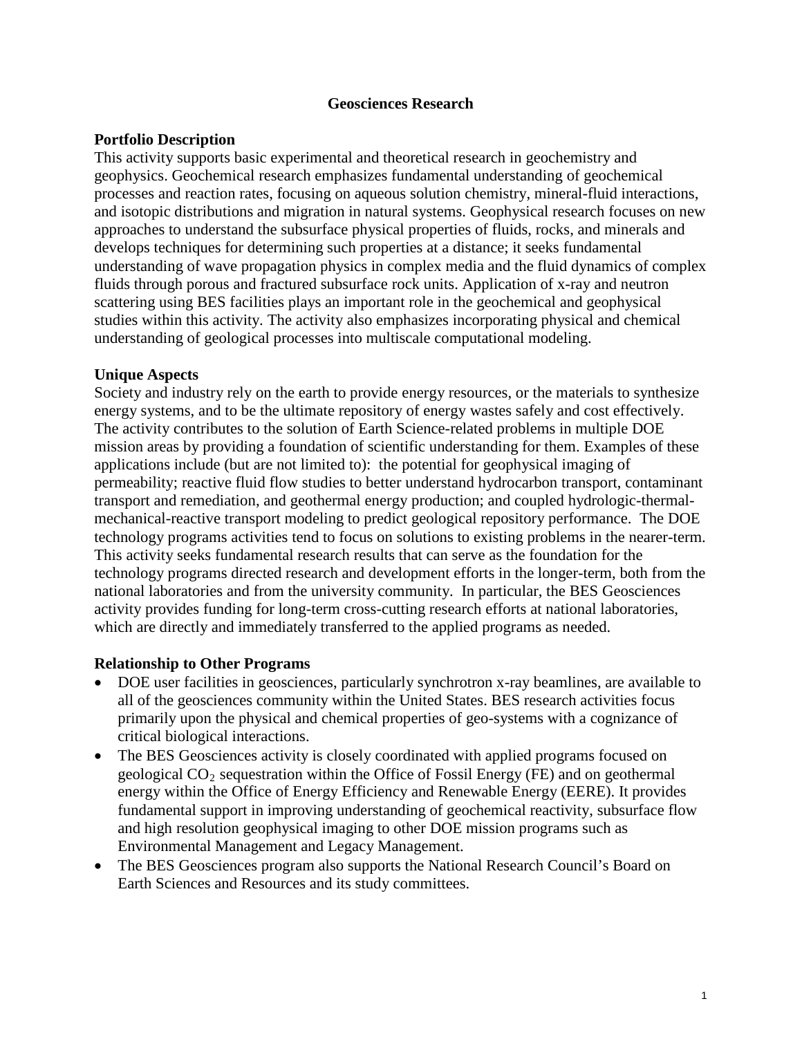# Geosciences Research

## Portfolio Description

This activity supports basic experimental and theoretical research in geochemistry and geophysics. Geochemical research emphasizes fundamental understanding of geochemical processes and reaction rates, focusing on aqueous solution chemistry, mineral-fluid interactions, and isotopic distributions and migration in natural systems. Geophysical research focuses on new approaches to understand the subsurface physical properties of fluids, rocks, and minerals and develops techniques for determining such properties at a distance; it seeks fundamental understanding of wave propagation physics in complex media and the fluid dynamics of complex fluids through porous and fractured subsurface rock units. Application of x-ray and neutron scattering using BES facilities plays an important role in the geochemical and geophysical studies within this activity. The activity also emphasizes incorporating physical and chemical understanding of geological processes into multiscale computational modeling.

## Unique Aspects

Society and industry rely on the earth to provide energy resources, or the materials to synthesize energy systems, and to be the ultimate repository of energy wastes safely and cost effectively. The activity contributes to the solution of Earth Science-related problems in multiple DOE mission areas by providing a foundation of scientific understanding for them. Examples of these applications include (but are not limited to): the potential for geophysical imaging of permeability; reactive fluid flow studies to better understand hydrocarbon transport, contaminant transport and remediation, and geothermal energy production; and coupled hydrologic-thermal-mechanical-reactive transport modeling to predict geological repository performance. The DOE technology programs activities tend to focus on solutions to existing problems in the nearer-term. This activity seeks fundamental research results that can serve as the foundation for the technology programs directed research and development efforts in the longer-term, both from the national laboratories and from the university community. In particular, the BES Geosciences activity provides funding for long-term cross-cutting research efforts at national laboratories, which are directly and immediately transferred to the applied programs as needed.

## Relationship to Other Programs

- DOE user facilities in geosciences, particularly synchrotron x-ray beamlines, are available to all of the geosciences community within the United States. BES research activities focus primarily upon the physical and chemical properties of geo-systems with a cognizance of critical biological interactions.
- The BES Geosciences activity is closely coordinated with applied programs focused on geological $CO_2$ sequestration within the Office of Fossil Energy (FE) and on geothermal energy within the Office of Energy Efficiency and Renewable Energy (EERE). It provides fundamental support in improving understanding of geochemical reactivity, subsurface flow and high resolution geophysical imaging to other DOE mission programs such as Environmental Management and Legacy Management.
- The BES Geosciences program also supports the National Research Council's Board on Earth Sciences and Resources and its study committees.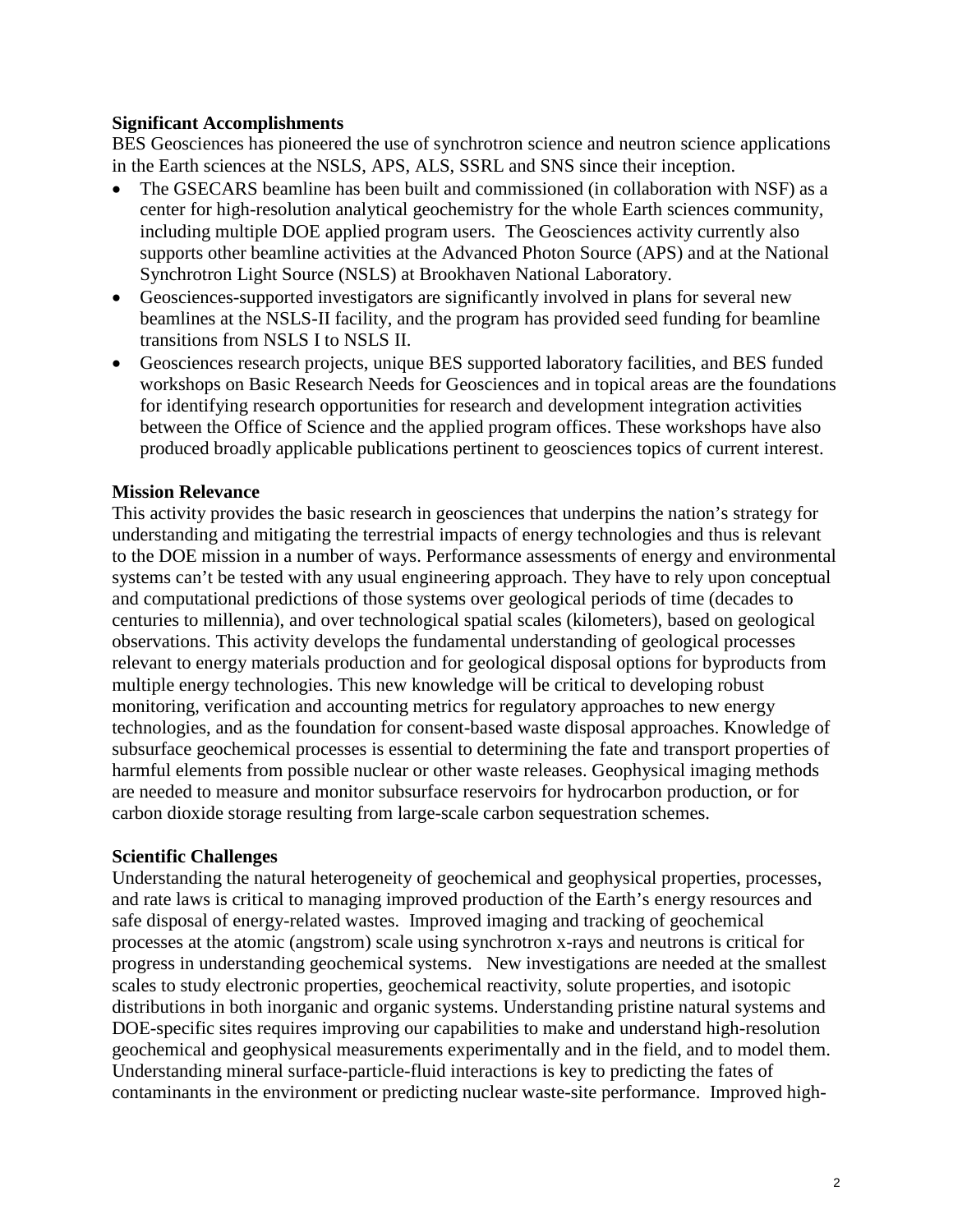**Significant Accomplishments**

BES Geosciences has pioneered the use of synchrotron science and neutron science applications in the Earth sciences at the NSLS, APS, ALS, SSRL and SNS since their inception.

- The GSECARS beamline has been built and commissioned (in collaboration with NSF) as a center for high-resolution analytical geochemistry for the whole Earth sciences community, including multiple DOE applied program users. The Geosciences activity currently also supports other beamline activities at the Advanced Photon Source (APS) and at the National Synchrotron Light Source (NSLS) at Brookhaven National Laboratory.
- Geosciences-supported investigators are significantly involved in plans for several new beamlines at the NSLS-II facility, and the program has provided seed funding for beamline transitions from NSLS I to NSLS II.
- Geosciences research projects, unique BES supported laboratory facilities, and BES funded workshops on Basic Research Needs for Geosciences and in topical areas are the foundations for identifying research opportunities for research and development integration activities between the Office of Science and the applied program offices. These workshops have also produced broadly applicable publications pertinent to geosciences topics of current interest.

**Mission Relevance**

This activity provides the basic research in geosciences that underpins the nation's strategy for understanding and mitigating the terrestrial impacts of energy technologies and thus is relevant to the DOE mission in a number of ways. Performance assessments of energy and environmental systems can't be tested with any usual engineering approach. They have to rely upon conceptual and computational predictions of those systems over geological periods of time (decades to centuries to millennia), and over technological spatial scales (kilometers), based on geological observations. This activity develops the fundamental understanding of geological processes relevant to energy materials production and for geological disposal options for byproducts from multiple energy technologies. This new knowledge will be critical to developing robust monitoring, verification and accounting metrics for regulatory approaches to new energy technologies, and as the foundation for consent-based waste disposal approaches. Knowledge of subsurface geochemical processes is essential to determining the fate and transport properties of harmful elements from possible nuclear or other waste releases. Geophysical imaging methods are needed to measure and monitor subsurface reservoirs for hydrocarbon production, or for carbon dioxide storage resulting from large-scale carbon sequestration schemes.

**Scientific Challenges**

Understanding the natural heterogeneity of geochemical and geophysical properties, processes, and rate laws is critical to managing improved production of the Earth's energy resources and safe disposal of energy-related wastes. Improved imaging and tracking of geochemical processes at the atomic (angstrom) scale using synchrotron x-rays and neutrons is critical for progress in understanding geochemical systems. New investigations are needed at the smallest scales to study electronic properties, geochemical reactivity, solute properties, and isotopic distributions in both inorganic and organic systems. Understanding pristine natural systems and DOE-specific sites requires improving our capabilities to make and understand high-resolution geochemical and geophysical measurements experimentally and in the field, and to model them. Understanding mineral surface-particle-fluid interactions is key to predicting the fates of contaminants in the environment or predicting nuclear waste-site performance. Improved high-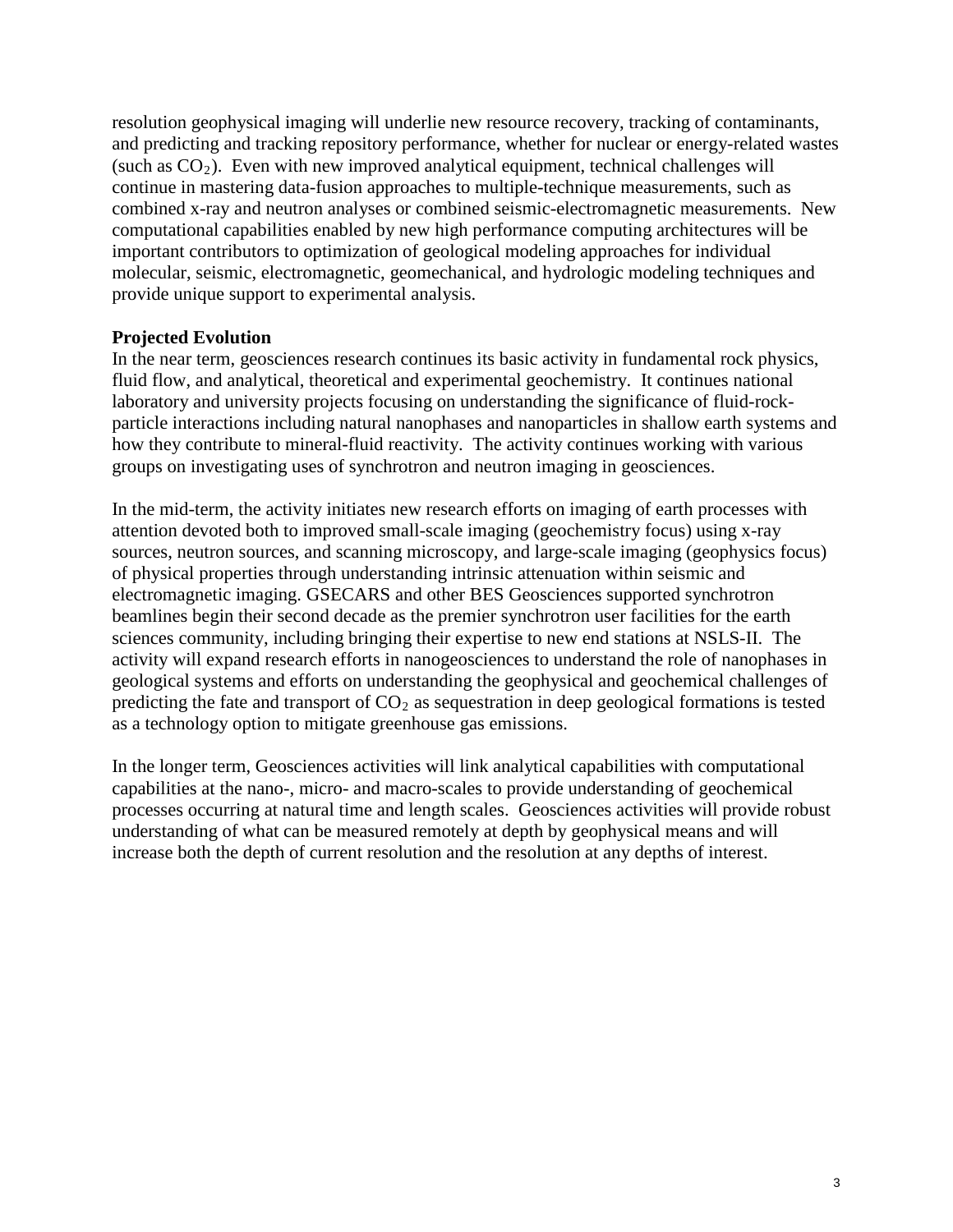resolution geophysical imaging will underlie new resource recovery, tracking of contaminants, and predicting and tracking repository performance, whether for nuclear or energy-related wastes (such as $CO_2$). Even with new improved analytical equipment, technical challenges will continue in mastering data-fusion approaches to multiple-technique measurements, such as combined x-ray and neutron analyses or combined seismic-electromagnetic measurements. New computational capabilities enabled by new high performance computing architectures will be important contributors to optimization of geological modeling approaches for individual molecular, seismic, electromagnetic, geomechanical, and hydrologic modeling techniques and provide unique support to experimental analysis.

**Projected Evolution**

In the near term, geosciences research continues its basic activity in fundamental rock physics, fluid flow, and analytical, theoretical and experimental geochemistry. It continues national laboratory and university projects focusing on understanding the significance of fluid-rock-particle interactions including natural nanophases and nanoparticles in shallow earth systems and how they contribute to mineral-fluid reactivity. The activity continues working with various groups on investigating uses of synchrotron and neutron imaging in geosciences.

In the mid-term, the activity initiates new research efforts on imaging of earth processes with attention devoted both to improved small-scale imaging (geochemistry focus) using x-ray sources, neutron sources, and scanning microscopy, and large-scale imaging (geophysics focus) of physical properties through understanding intrinsic attenuation within seismic and electromagnetic imaging. GSECARS and other BES Geosciences supported synchrotron beamlines begin their second decade as the premier synchrotron user facilities for the earth sciences community, including bringing their expertise to new end stations at NSLS-II. The activity will expand research efforts in nanogeosciences to understand the role of nanophases in geological systems and efforts on understanding the geophysical and geochemical challenges of predicting the fate and transport of $CO_2$ as sequestration in deep geological formations is tested as a technology option to mitigate greenhouse gas emissions.

In the longer term, Geosciences activities will link analytical capabilities with computational capabilities at the nano-, micro- and macro-scales to provide understanding of geochemical processes occurring at natural time and length scales. Geosciences activities will provide robust understanding of what can be measured remotely at depth by geophysical means and will increase both the depth of current resolution and the resolution at any depths of interest.